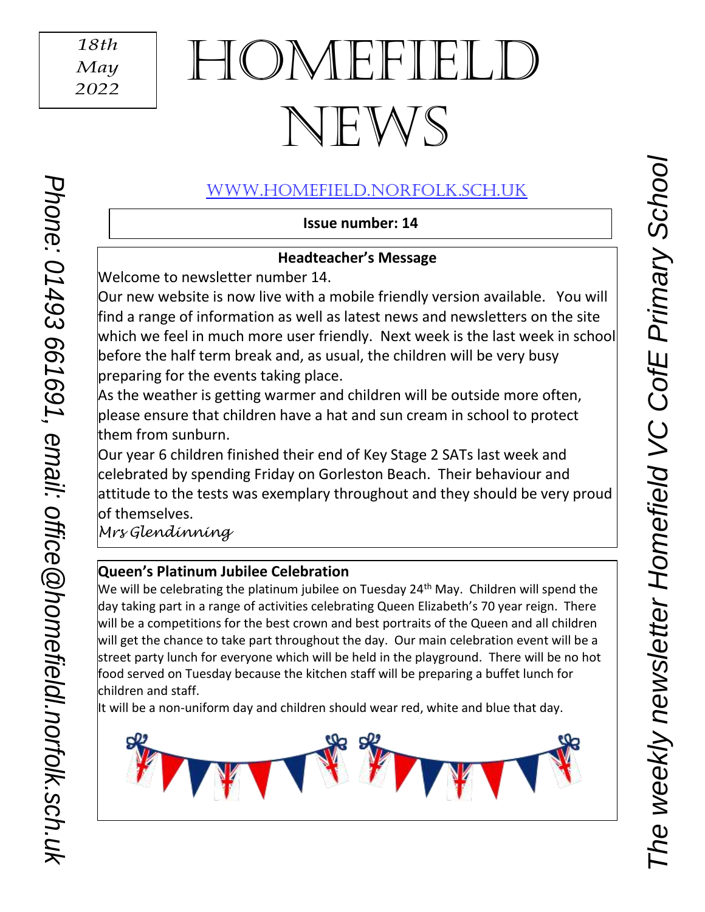18th May 2022

# HOMEFIELD NEWS

[WWW.HOMEFIELD.NORFOLK.SCH.UK](http://www.homefield.norfolk.sch.uk)

Phone: 01493 661691, email: office@homefieldl.norfolk.sch.uk

*The weekly newsletter Homefield VC CofE Primary School*

**Issue number: 14**

## Headteacher's Message

Welcome to newsletter number 14.

Our new website is now live with a mobile friendly version available.  You will find a range of information as well as latest news and newsletters on the site which we feel in much more user friendly.  Next week is the last week in school before the half term break and, as usual, the children will be very busy preparing for the events taking place.

As the weather is getting warmer and children will be outside more often, please ensure that children have a hat and sun cream in school to protect them from sunburn.

Our year 6 children finished their end of Key Stage 2 SATs last week and celebrated by spending Friday on Gorleston Beach.  Their behaviour and attitude to the tests was exemplary throughout and they should be very proud of themselves.

*Mrs Glendinning*

## Queen's Platinum Jubilee Celebration

We will be celebrating the platinum jubilee on Tuesday 24th May.  Children will spend the day taking part in a range of activities celebrating Queen Elizabeth's 70 year reign.  There will be a competitions for the best crown and best portraits of the Queen and all children will get the chance to take part throughout the day.  Our main celebration event will be a street party lunch for everyone which will be held in the playground.  There will be no hot food served on Tuesday because the kitchen staff will be preparing a buffet lunch for children and staff.

It will be a non-uniform day and children should wear red, white and blue that day.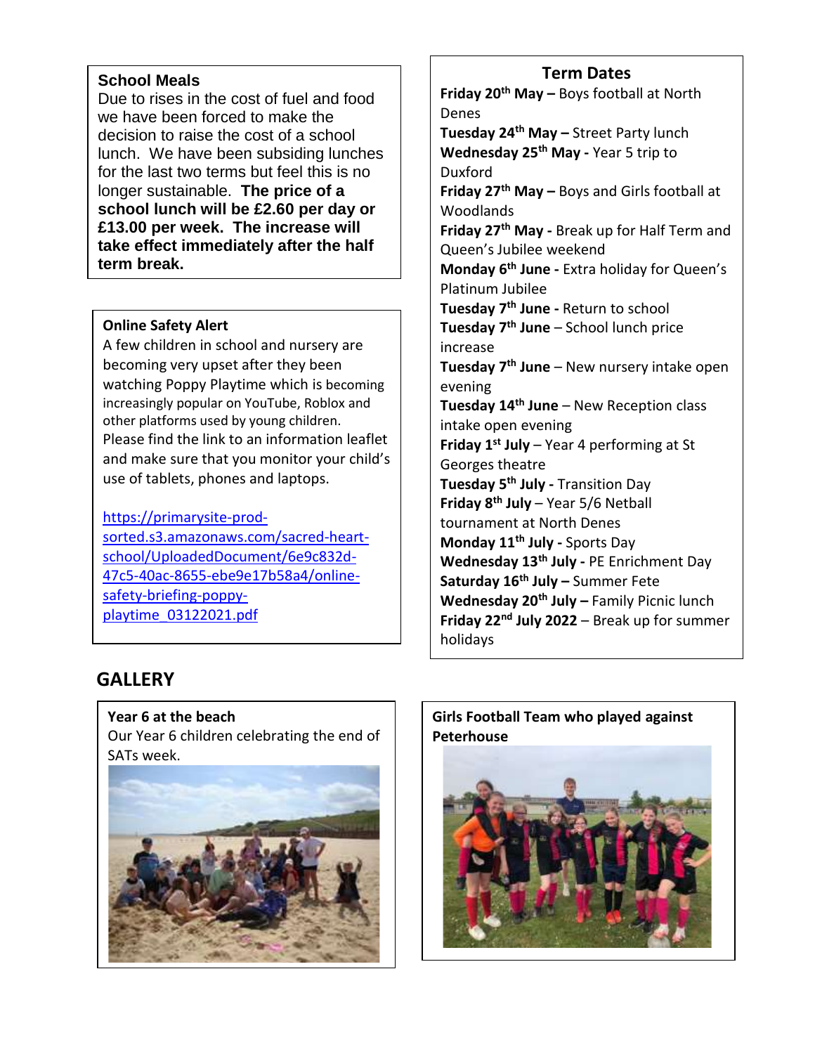### School Meals

Due to rises in the cost of fuel and food we have been forced to make the decision to raise the cost of a school lunch. We have been subsiding lunches for the last two terms but feel this is no longer sustainable. **The price of a school lunch will be £2.60 per day or £13.00 per week. The increase will take effect immediately after the half term break.**

### Online Safety Alert

A few children in school and nursery are becoming very upset after they been watching Poppy Playtime which is becoming increasingly popular on YouTube, Roblox and other platforms used by young children. Please find the link to an information leaflet and make sure that you monitor your child's use of tablets, phones and laptops.

[https://primarysite-prod-sorted.s3.amazonaws.com/sacred-heart-school/UploadedDocument/6e9c832d-47c5-40ac-8655-ebe9e17b58a4/online-safety-briefing-poppy-playtime_03122021.pdf](https://primarysite-prod-sorted.s3.amazonaws.com/sacred-heart-school/UploadedDocument/6e9c832d-47c5-40ac-8655-ebe9e17b58a4/online-safety-briefing-poppy-playtime_03122021.pdf)

### Term Dates

**Friday 20th May –** Boys football at North Denes
**Tuesday 24th May –** Street Party lunch
**Wednesday 25th May -** Year 5 trip to Duxford
**Friday 27th May –** Boys and Girls football at Woodlands
**Friday 27th May -** Break up for Half Term and Queen's Jubilee weekend
**Monday 6th June -** Extra holiday for Queen's Platinum Jubilee
**Tuesday 7th June -** Return to school
**Tuesday 7th June** – School lunch price increase
**Tuesday 7th June** – New nursery intake open evening
**Tuesday 14th June** – New Reception class intake open evening
**Friday 1st July** – Year 4 performing at St Georges theatre
**Tuesday 5th July -** Transition Day
**Friday 8th July** – Year 5/6 Netball tournament at North Denes
**Monday 11th July -** Sports Day
**Wednesday 13th July -** PE Enrichment Day
**Saturday 16th July –** Summer Fete
**Wednesday 20th July –** Family Picnic lunch
**Friday 22nd July 2022** – Break up for summer holidays

## GALLERY

**Year 6 at the beach**

Our Year 6 children celebrating the end of SATs week.

**Girls Football Team who played against Peterhouse**